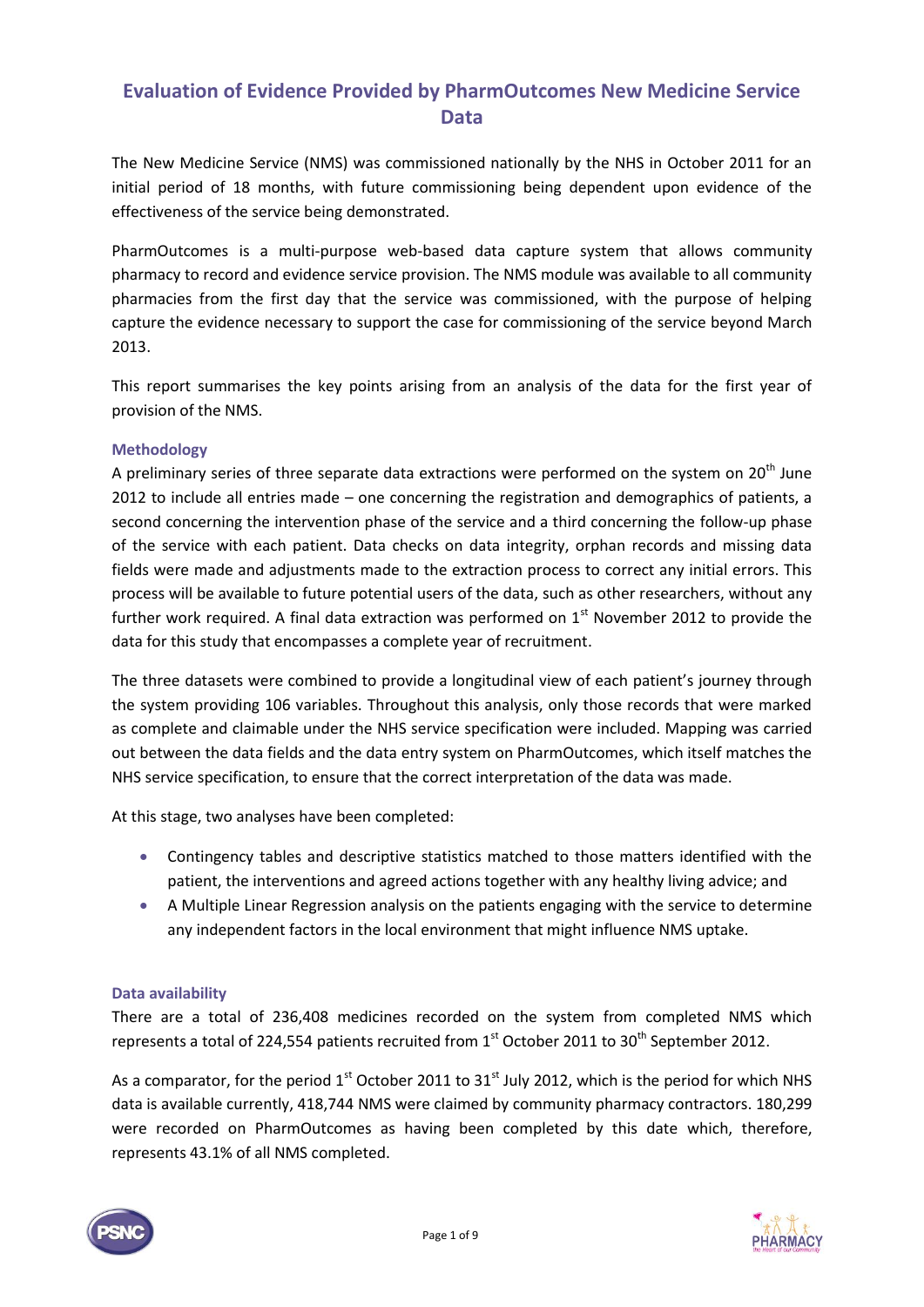# Evaluation of Evidence Provided by PharmOutcomes New Medicine Service Data

The New Medicine Service (NMS) was commissioned nationally by the NHS in October 2011 for an initial period of 18 months, with future commissioning being dependent upon evidence of the effectiveness of the service being demonstrated.

PharmOutcomes is a multi-purpose web-based data capture system that allows community pharmacy to record and evidence service provision. The NMS module was available to all community pharmacies from the first day that the service was commissioned, with the purpose of helping capture the evidence necessary to support the case for commissioning of the service beyond March 2013.

This report summarises the key points arising from an analysis of the data for the first year of provision of the NMS.

### Methodology

A preliminary series of three separate data extractions were performed on the system on 20th June 2012 to include all entries made – one concerning the registration and demographics of patients, a second concerning the intervention phase of the service and a third concerning the follow-up phase of the service with each patient. Data checks on data integrity, orphan records and missing data fields were made and adjustments made to the extraction process to correct any initial errors. This process will be available to future potential users of the data, such as other researchers, without any further work required. A final data extraction was performed on 1st November 2012 to provide the data for this study that encompasses a complete year of recruitment.

The three datasets were combined to provide a longitudinal view of each patient's journey through the system providing 106 variables. Throughout this analysis, only those records that were marked as complete and claimable under the NHS service specification were included. Mapping was carried out between the data fields and the data entry system on PharmOutcomes, which itself matches the NHS service specification, to ensure that the correct interpretation of the data was made.

At this stage, two analyses have been completed:

- Contingency tables and descriptive statistics matched to those matters identified with the patient, the interventions and agreed actions together with any healthy living advice; and
- A Multiple Linear Regression analysis on the patients engaging with the service to determine any independent factors in the local environment that might influence NMS uptake.

### Data availability

There are a total of 236,408 medicines recorded on the system from completed NMS which represents a total of 224,554 patients recruited from 1st October 2011 to 30th September 2012.

As a comparator, for the period 1st October 2011 to 31st July 2012, which is the period for which NHS data is available currently, 418,744 NMS were claimed by community pharmacy contractors. 180,299 were recorded on PharmOutcomes as having been completed by this date which, therefore, represents 43.1% of all NMS completed.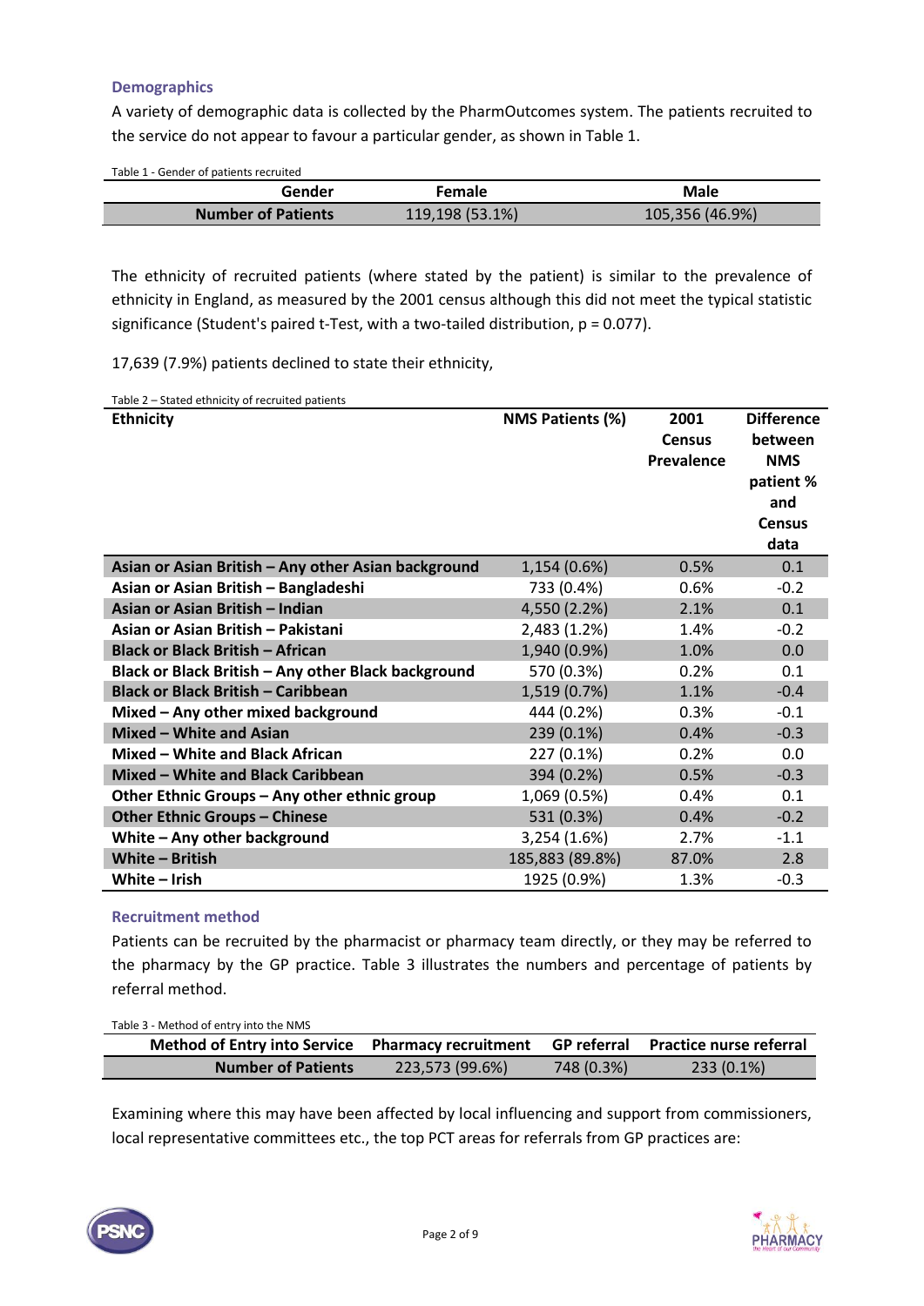### Demographics

A variety of demographic data is collected by the PharmOutcomes system. The patients recruited to the service do not appear to favour a particular gender, as shown in Table 1.

Table 1 - Gender of patients recruited

| Gender | Female | Male |
|---|---|---|
| **Number of Patients** | 119,198 (53.1%) | 105,356 (46.9%) |

The ethnicity of recruited patients (where stated by the patient) is similar to the prevalence of ethnicity in England, as measured by the 2001 census although this did not meet the typical statistic significance (Student's paired t-Test, with a two-tailed distribution, $p = 0.077$).

17,639 (7.9%) patients declined to state their ethnicity,

Table 2 – Stated ethnicity of recruited patients

| Ethnicity | NMS Patients (%) | 2001 Census Prevalence | Difference between NMS patient % and Census data |
|---|---|---|---|
| **Asian or Asian British – Any other Asian background** | 1,154 (0.6%) | 0.5% | 0.1 |
| **Asian or Asian British – Bangladeshi** | 733 (0.4%) | 0.6% | -0.2 |
| **Asian or Asian British – Indian** | 4,550 (2.2%) | 2.1% | 0.1 |
| **Asian or Asian British – Pakistani** | 2,483 (1.2%) | 1.4% | -0.2 |
| **Black or Black British – African** | 1,940 (0.9%) | 1.0% | 0.0 |
| **Black or Black British – Any other Black background** | 570 (0.3%) | 0.2% | 0.1 |
| **Black or Black British – Caribbean** | 1,519 (0.7%) | 1.1% | -0.4 |
| **Mixed – Any other mixed background** | 444 (0.2%) | 0.3% | -0.1 |
| **Mixed – White and Asian** | 239 (0.1%) | 0.4% | -0.3 |
| **Mixed – White and Black African** | 227 (0.1%) | 0.2% | 0.0 |
| **Mixed – White and Black Caribbean** | 394 (0.2%) | 0.5% | -0.3 |
| **Other Ethnic Groups – Any other ethnic group** | 1,069 (0.5%) | 0.4% | 0.1 |
| **Other Ethnic Groups – Chinese** | 531 (0.3%) | 0.4% | -0.2 |
| **White – Any other background** | 3,254 (1.6%) | 2.7% | -1.1 |
| **White – British** | 185,883 (89.8%) | 87.0% | 2.8 |
| **White – Irish** | 1925 (0.9%) | 1.3% | -0.3 |

### Recruitment method

Patients can be recruited by the pharmacist or pharmacy team directly, or they may be referred to the pharmacy by the GP practice. Table 3 illustrates the numbers and percentage of patients by referral method.

Table 3 - Method of entry into the NMS

| Method of Entry into Service | Pharmacy recruitment | GP referral | Practice nurse referral |
|---|---|---|---|
| **Number of Patients** | 223,573 (99.6%) | 748 (0.3%) | 233 (0.1%) |

Examining where this may have been affected by local influencing and support from commissioners, local representative committees etc., the top PCT areas for referrals from GP practices are: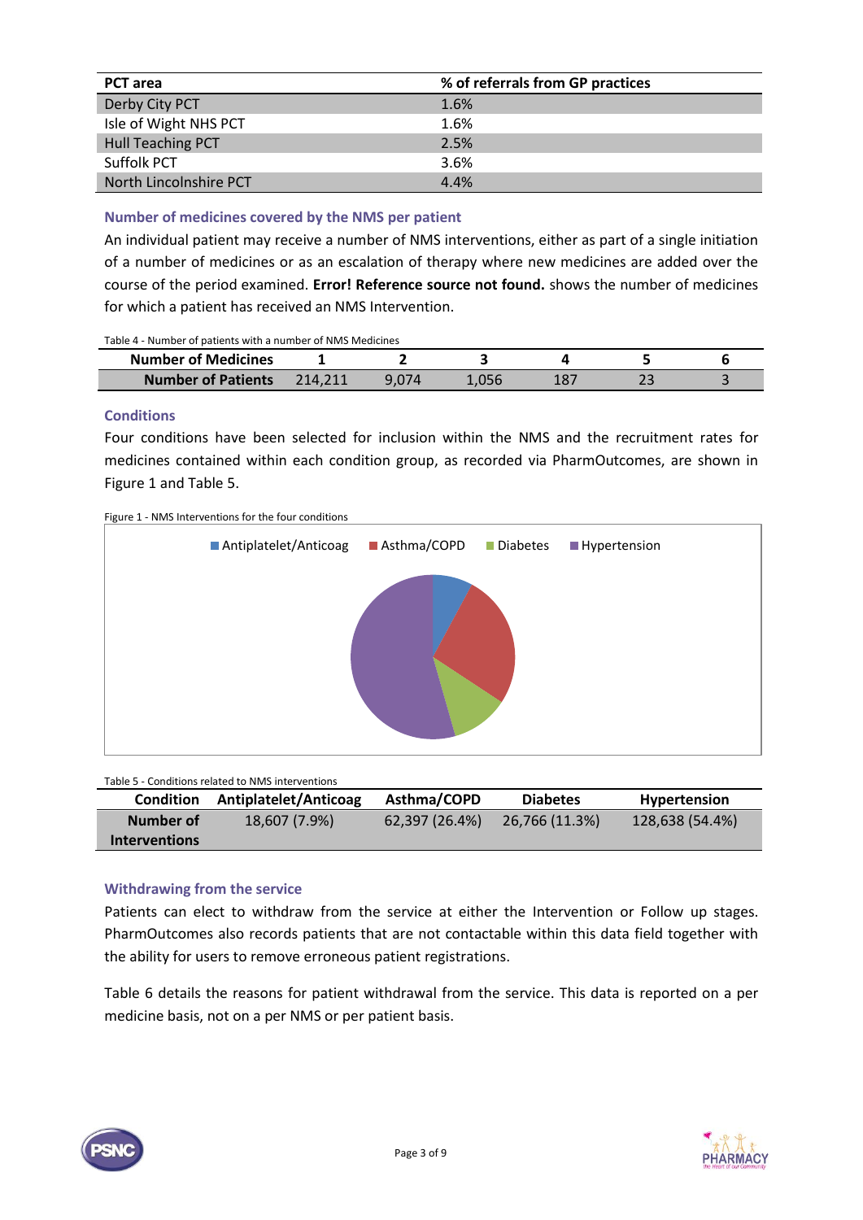| PCT area | % of referrals from GP practices |
|---|---|
| Derby City PCT | 1.6% |
| Isle of Wight NHS PCT | 1.6% |
| Hull Teaching PCT | 2.5% |
| Suffolk PCT | 3.6% |
| North Lincolnshire PCT | 4.4% |

### Number of medicines covered by the NMS per patient

An individual patient may receive a number of NMS interventions, either as part of a single initiation of a number of medicines or as an escalation of therapy where new medicines are added over the course of the period examined. **Error! Reference source not found.** shows the number of medicines for which a patient has received an NMS Intervention.

Table 4 - Number of patients with a number of NMS Medicines

| Number of Medicines | 1 | 2 | 3 | 4 | 5 | 6 |
|---|---|---|---|---|---|---|
| Number of Patients | 214,211 | 9,074 | 1,056 | 187 | 23 | 3 |

### Conditions

Four conditions have been selected for inclusion within the NMS and the recruitment rates for medicines contained within each condition group, as recorded via PharmOutcomes, are shown in Figure 1 and Table 5.

Figure 1 - NMS Interventions for the four conditions

Antiplatelet/Anticoag
Asthma/COPD
Diabetes
Hypertension

Table 5 - Conditions related to NMS interventions

| Condition | Antiplatelet/Anticoag | Asthma/COPD | Diabetes | Hypertension |
|---|---|---|---|---|
| Number of Interventions | 18,607 (7.9%) | 62,397 (26.4%) | 26,766 (11.3%) | 128,638 (54.4%) |

### Withdrawing from the service

Patients can elect to withdraw from the service at either the Intervention or Follow up stages. PharmOutcomes also records patients that are not contactable within this data field together with the ability for users to remove erroneous patient registrations.

Table 6 details the reasons for patient withdrawal from the service. This data is reported on a per medicine basis, not on a per NMS or per patient basis.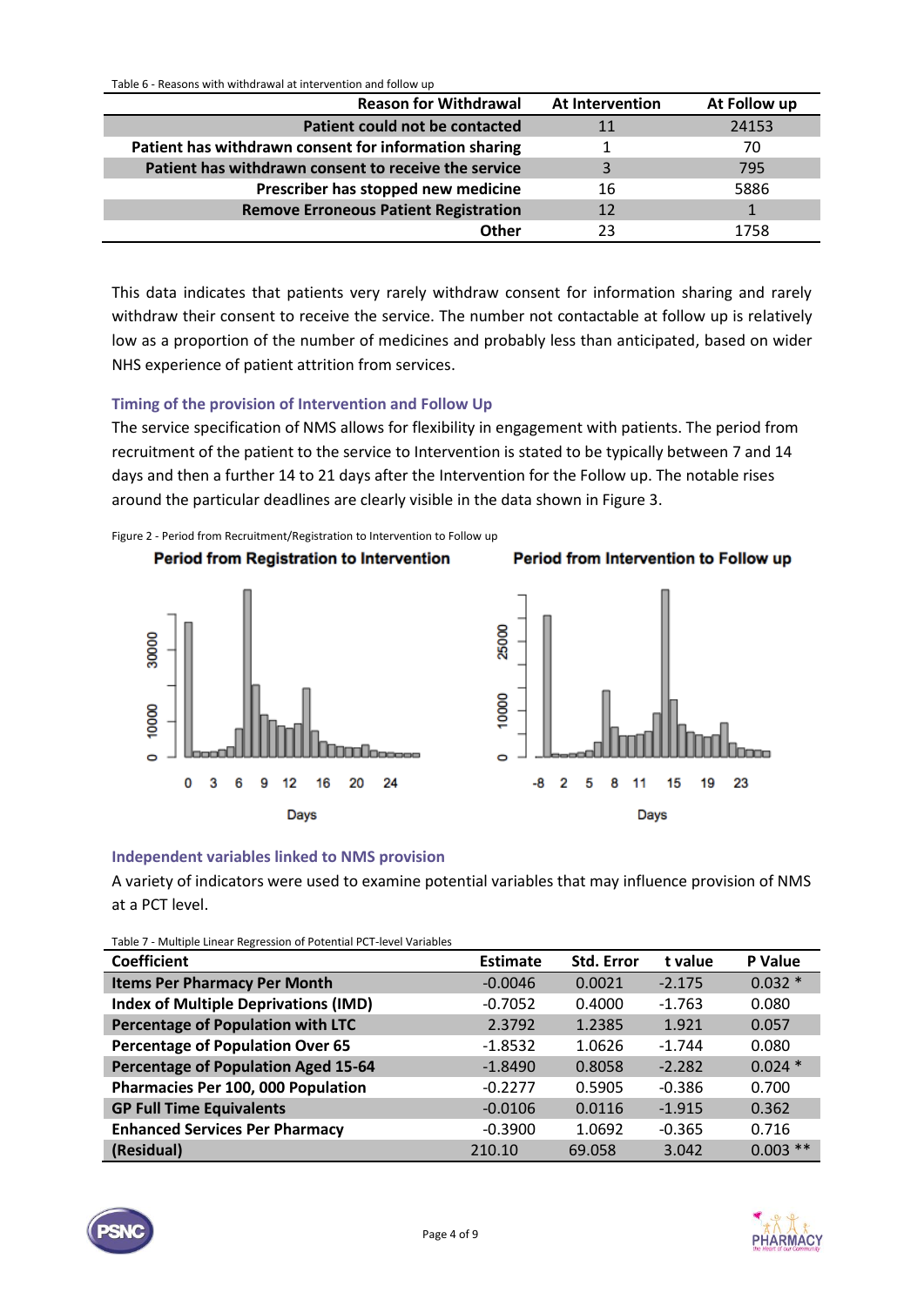Table 6 - Reasons with withdrawal at intervention and follow up

| Reason for Withdrawal | At Intervention | At Follow up |
|---|---|---|
| Patient could not be contacted | 11 | 24153 |
| Patient has withdrawn consent for information sharing | 1 | 70 |
| Patient has withdrawn consent to receive the service | 3 | 795 |
| Prescriber has stopped new medicine | 16 | 5886 |
| Remove Erroneous Patient Registration | 12 | 1 |
| Other | 23 | 1758 |

This data indicates that patients very rarely withdraw consent for information sharing and rarely withdraw their consent to receive the service. The number not contactable at follow up is relatively low as a proportion of the number of medicines and probably less than anticipated, based on wider NHS experience of patient attrition from services.

### Timing of the provision of Intervention and Follow Up

The service specification of NMS allows for flexibility in engagement with patients. The period from recruitment of the patient to the service to Intervention is stated to be typically between 7 and 14 days and then a further 14 to 21 days after the Intervention for the Follow up. The notable rises around the particular deadlines are clearly visible in the data shown in Figure 3.

Figure 2 - Period from Recruitment/Registration to Intervention to Follow up

Period from Registration to Intervention

0
10000
30000

0 3 6 9 12 16 20 24

Days

Period from Intervention to Follow up

0
10000
25000

-8 2 5 8 11 15 19 23

Days

### Independent variables linked to NMS provision

A variety of indicators were used to examine potential variables that may influence provision of NMS at a PCT level.

Table 7 - Multiple Linear Regression of Potential PCT-level Variables

| Coefficient | Estimate | Std. Error | t value | P Value |
|---|---|---|---|---|
| Items Per Pharmacy Per Month | -0.0046 | 0.0021 | -2.175 | 0.032 * |
| Index of Multiple Deprivations (IMD) | -0.7052 | 0.4000 | -1.763 | 0.080 |
| Percentage of Population with LTC | 2.3792 | 1.2385 | 1.921 | 0.057 |
| Percentage of Population Over 65 | -1.8532 | 1.0626 | -1.744 | 0.080 |
| Percentage of Population Aged 15-64 | -1.8490 | 0.8058 | -2.282 | 0.024 * |
| Pharmacies Per 100, 000 Population | -0.2277 | 0.5905 | -0.386 | 0.700 |
| GP Full Time Equivalents | -0.0106 | 0.0116 | -1.915 | 0.362 |
| Enhanced Services Per Pharmacy | -0.3900 | 1.0692 | -0.365 | 0.716 |
| (Residual) | 210.10 | 69.058 | 3.042 | 0.003 ** |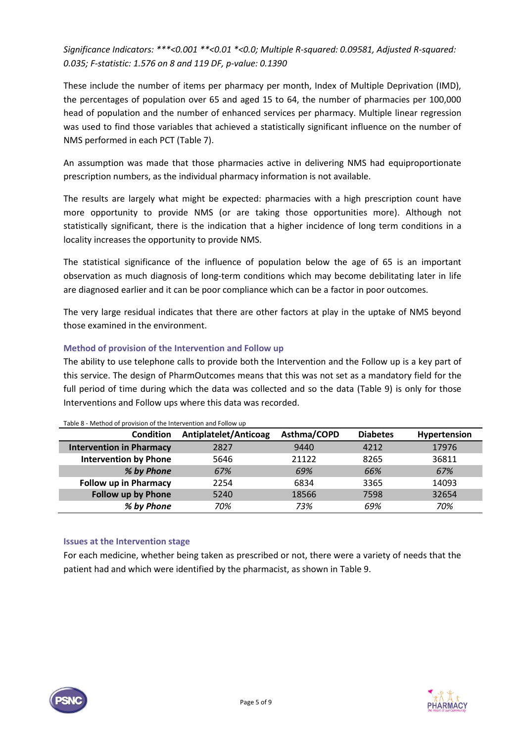*Significance Indicators: ***<0.001 **<0.01 *<0.0; Multiple R-squared: 0.09581, Adjusted R-squared: 0.035; F-statistic: 1.576 on 8 and 119 DF, p-value: 0.1390*

These include the number of items per pharmacy per month, Index of Multiple Deprivation (IMD), the percentages of population over 65 and aged 15 to 64, the number of pharmacies per 100,000 head of population and the number of enhanced services per pharmacy. Multiple linear regression was used to find those variables that achieved a statistically significant influence on the number of NMS performed in each PCT (Table 7).

An assumption was made that those pharmacies active in delivering NMS had equiproportionate prescription numbers, as the individual pharmacy information is not available.

The results are largely what might be expected: pharmacies with a high prescription count have more opportunity to provide NMS (or are taking those opportunities more). Although not statistically significant, there is the indication that a higher incidence of long term conditions in a locality increases the opportunity to provide NMS.

The statistical significance of the influence of population below the age of 65 is an important observation as much diagnosis of long-term conditions which may become debilitating later in life are diagnosed earlier and it can be poor compliance which can be a factor in poor outcomes.

The very large residual indicates that there are other factors at play in the uptake of NMS beyond those examined in the environment.

### Method of provision of the Intervention and Follow up

The ability to use telephone calls to provide both the Intervention and the Follow up is a key part of this service. The design of PharmOutcomes means that this was not set as a mandatory field for the full period of time during which the data was collected and so the data (Table 9) is only for those Interventions and Follow ups where this data was recorded.

Table 8 - Method of provision of the Intervention and Follow up

| Condition | Antiplatelet/Anticoag | Asthma/COPD | Diabetes | Hypertension |
|---|---|---|---|---|
| **Intervention in Pharmacy** | 2827 | 9440 | 4212 | 17976 |
| **Intervention by Phone** | 5646 | 21122 | 8265 | 36811 |
| ***% by Phone*** | *67%* | *69%* | *66%* | *67%* |
| **Follow up in Pharmacy** | 2254 | 6834 | 3365 | 14093 |
| **Follow up by Phone** | 5240 | 18566 | 7598 | 32654 |
| ***% by Phone*** | *70%* | *73%* | *69%* | *70%* |

### Issues at the Intervention stage

For each medicine, whether being taken as prescribed or not, there were a variety of needs that the patient had and which were identified by the pharmacist, as shown in Table 9.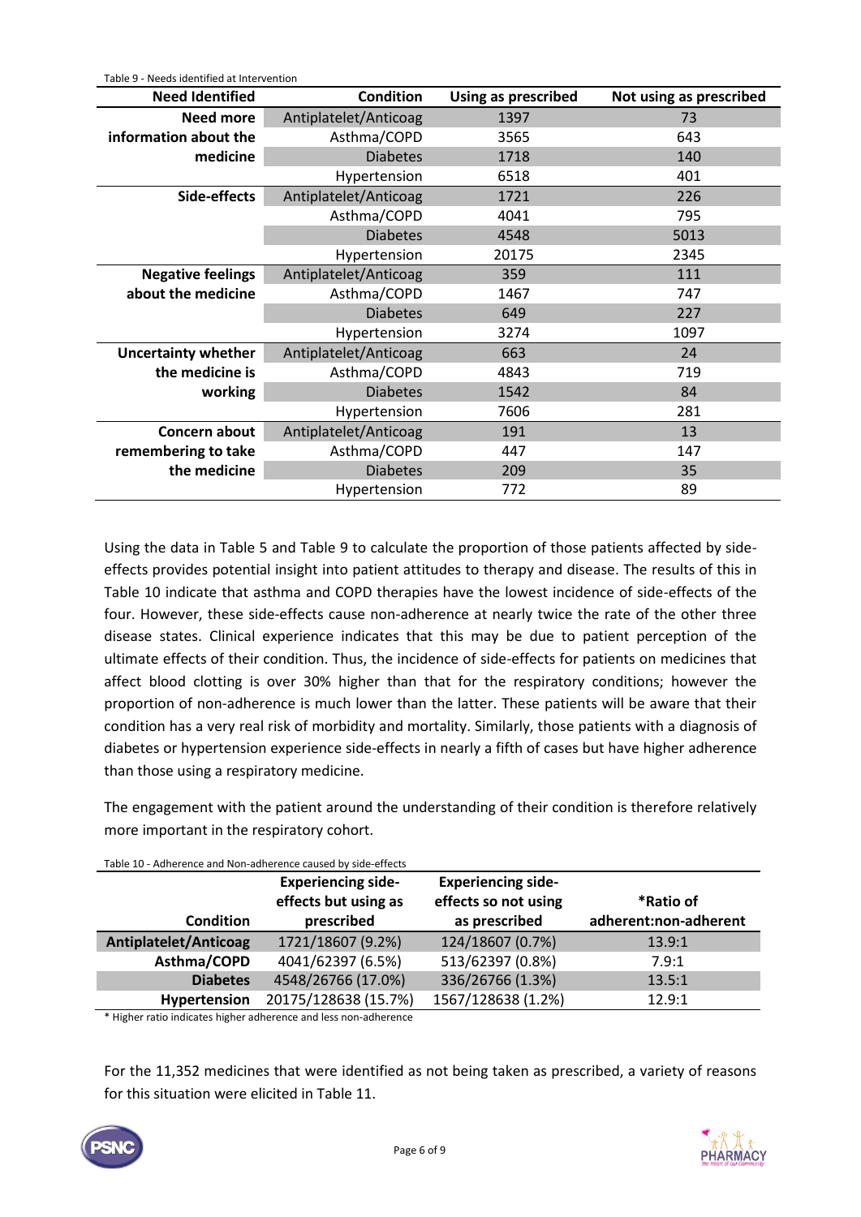Table 9 - Needs identified at Intervention

| Need Identified | Condition | Using as prescribed | Not using as prescribed |
|---|---|---|---|
| Need more information about the medicine | Antiplatelet/Anticoag | 1397 | 73 |
| | Asthma/COPD | 3565 | 643 |
| | Diabetes | 1718 | 140 |
| | Hypertension | 6518 | 401 |
| Side-effects | Antiplatelet/Anticoag | 1721 | 226 |
| | Asthma/COPD | 4041 | 795 |
| | Diabetes | 4548 | 5013 |
| | Hypertension | 20175 | 2345 |
| Negative feelings about the medicine | Antiplatelet/Anticoag | 359 | 111 |
| | Asthma/COPD | 1467 | 747 |
| | Diabetes | 649 | 227 |
| | Hypertension | 3274 | 1097 |
| Uncertainty whether the medicine is working | Antiplatelet/Anticoag | 663 | 24 |
| | Asthma/COPD | 4843 | 719 |
| | Diabetes | 1542 | 84 |
| | Hypertension | 7606 | 281 |
| Concern about remembering to take the medicine | Antiplatelet/Anticoag | 191 | 13 |
| | Asthma/COPD | 447 | 147 |
| | Diabetes | 209 | 35 |
| | Hypertension | 772 | 89 |

Using the data in Table 5 and Table 9 to calculate the proportion of those patients affected by side-effects provides potential insight into patient attitudes to therapy and disease. The results of this in Table 10 indicate that asthma and COPD therapies have the lowest incidence of side-effects of the four. However, these side-effects cause non-adherence at nearly twice the rate of the other three disease states. Clinical experience indicates that this may be due to patient perception of the ultimate effects of their condition. Thus, the incidence of side-effects for patients on medicines that affect blood clotting is over 30% higher than that for the respiratory conditions; however the proportion of non-adherence is much lower than the latter. These patients will be aware that their condition has a very real risk of morbidity and mortality. Similarly, those patients with a diagnosis of diabetes or hypertension experience side-effects in nearly a fifth of cases but have higher adherence than those using a respiratory medicine.

The engagement with the patient around the understanding of their condition is therefore relatively more important in the respiratory cohort.

Table 10 - Adherence and Non-adherence caused by side-effects

| Condition | Experiencing side-effects but using as prescribed | Experiencing side-effects so not using as prescribed | *Ratio of adherent:non-adherent |
|---|---|---|---|
| Antiplatelet/Anticoag | 1721/18607 (9.2%) | 124/18607 (0.7%) | 13.9:1 |
| Asthma/COPD | 4041/62397 (6.5%) | 513/62397 (0.8%) | 7.9:1 |
| Diabetes | 4548/26766 (17.0%) | 336/26766 (1.3%) | 13.5:1 |
| Hypertension | 20175/128638 (15.7%) | 1567/128638 (1.2%) | 12.9:1 |

* Higher ratio indicates higher adherence and less non-adherence

For the 11,352 medicines that were identified as not being taken as prescribed, a variety of reasons for this situation were elicited in Table 11.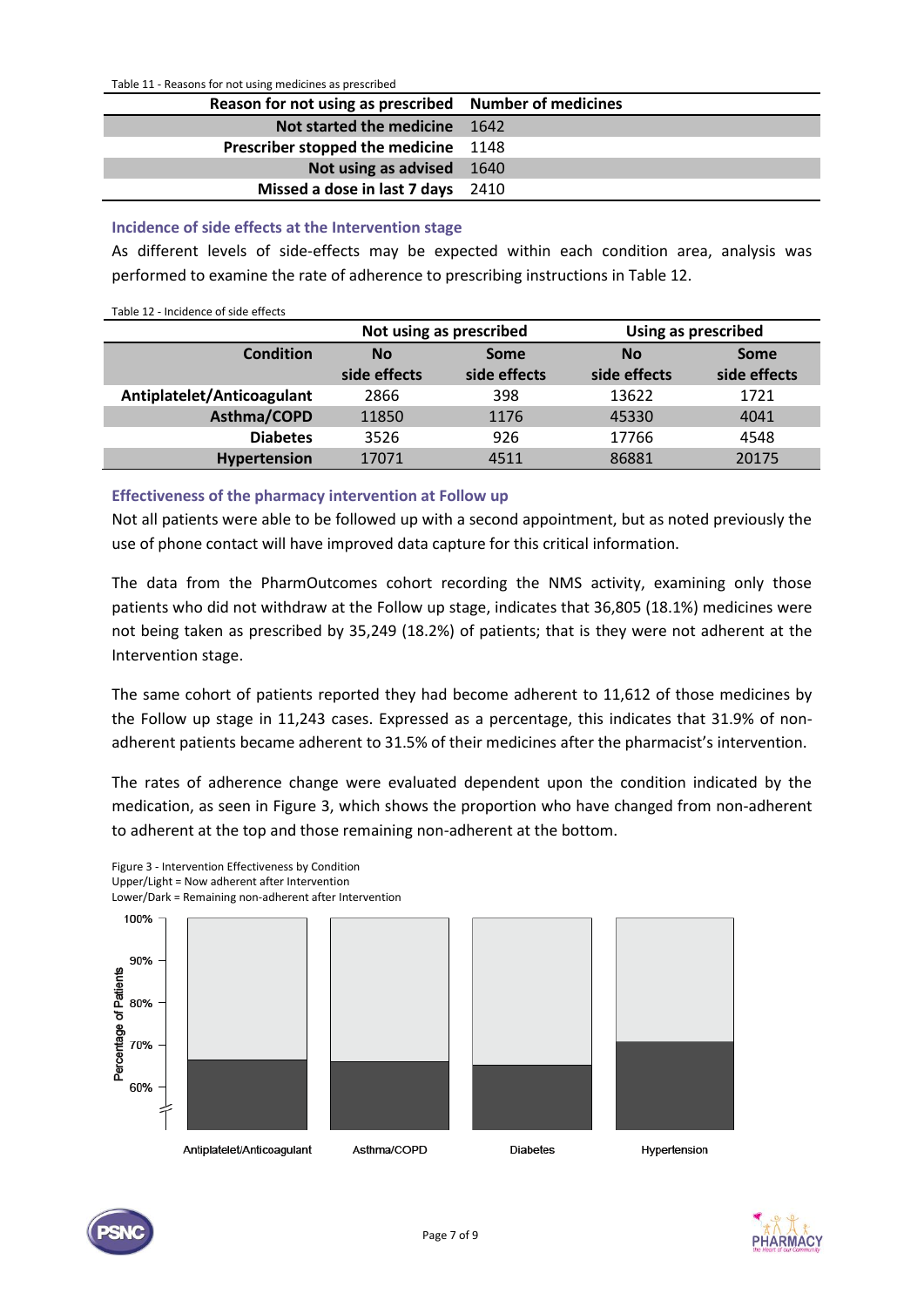Table 11 - Reasons for not using medicines as prescribed

| Reason for not using as prescribed | Number of medicines |
|---|---|
| Not started the medicine | 1642 |
| Prescriber stopped the medicine | 1148 |
| Not using as advised | 1640 |
| Missed a dose in last 7 days | 2410 |

### Incidence of side effects at the Intervention stage

As different levels of side-effects may be expected within each condition area, analysis was performed to examine the rate of adherence to prescribing instructions in Table 12.

Table 12 - Incidence of side effects

| | Not using as prescribed | | Using as prescribed | |
|---|---|---|---|---|
| **Condition** | **No side effects** | **Some side effects** | **No side effects** | **Some side effects** |
| **Antiplatelet/Anticoagulant** | 2866 | 398 | 13622 | 1721 |
| **Asthma/COPD** | 11850 | 1176 | 45330 | 4041 |
| **Diabetes** | 3526 | 926 | 17766 | 4548 |
| **Hypertension** | 17071 | 4511 | 86881 | 20175 |

### Effectiveness of the pharmacy intervention at Follow up

Not all patients were able to be followed up with a second appointment, but as noted previously the use of phone contact will have improved data capture for this critical information.

The data from the PharmOutcomes cohort recording the NMS activity, examining only those patients who did not withdraw at the Follow up stage, indicates that 36,805 (18.1%) medicines were not being taken as prescribed by 35,249 (18.2%) of patients; that is they were not adherent at the Intervention stage.

The same cohort of patients reported they had become adherent to 11,612 of those medicines by the Follow up stage in 11,243 cases. Expressed as a percentage, this indicates that 31.9% of non-adherent patients became adherent to 31.5% of their medicines after the pharmacist's intervention.

The rates of adherence change were evaluated dependent upon the condition indicated by the medication, as seen in Figure 3, which shows the proportion who have changed from non-adherent to adherent at the top and those remaining non-adherent at the bottom.

Figure 3 - Intervention Effectiveness by Condition
Upper/Light = Now adherent after Intervention
Lower/Dark = Remaining non-adherent after Intervention

Percentage of Patients
100%
90%
80%
70%
60%

Antiplatelet/Anticoagulant
Asthma/COPD
Diabetes
Hypertension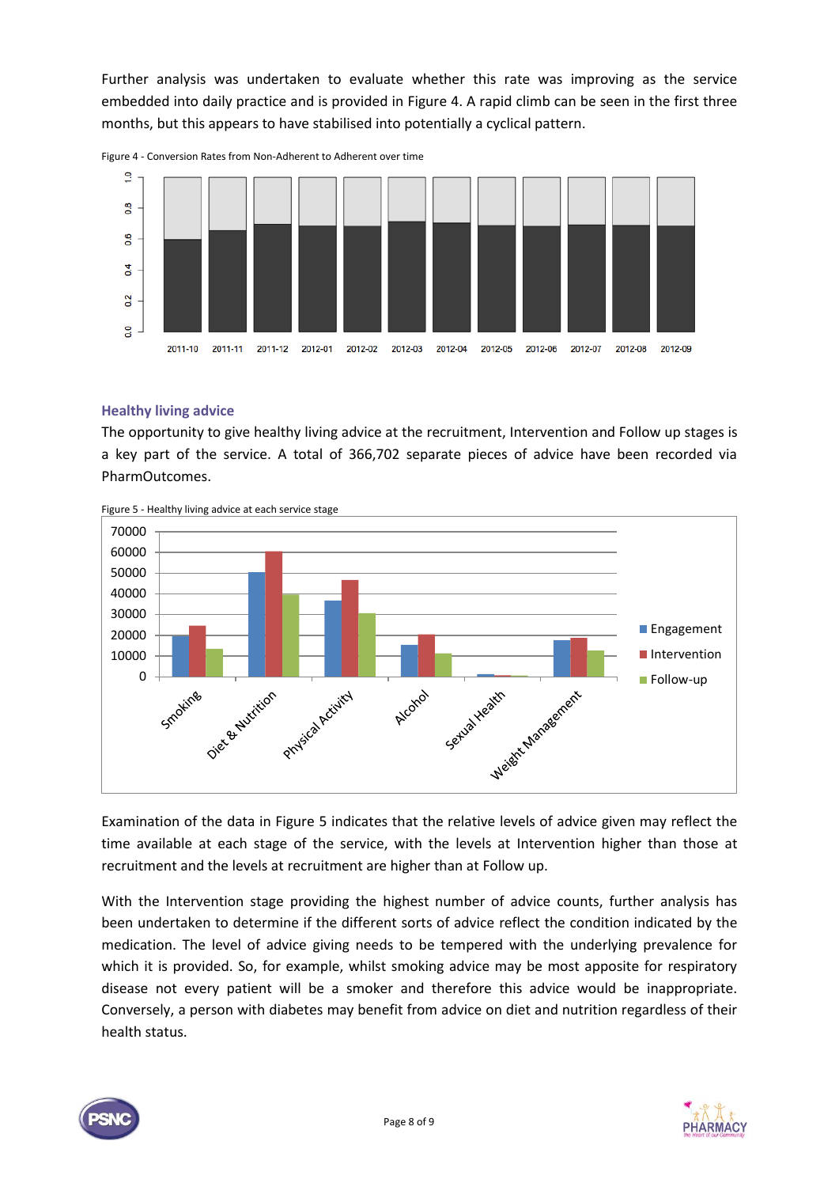Further analysis was undertaken to evaluate whether this rate was improving as the service embedded into daily practice and is provided in Figure 4. A rapid climb can be seen in the first three months, but this appears to have stabilised into potentially a cyclical pattern.

Figure 4 - Conversion Rates from Non-Adherent to Adherent over time

0.0
0.2
0.4
0.6
0.8
1.0

2011-10
2011-11
2011-12
2012-01
2012-02
2012-03
2012-04
2012-05
2012-06
2012-07
2012-08
2012-09

### Healthy living advice

The opportunity to give healthy living advice at the recruitment, Intervention and Follow up stages is a key part of the service. A total of 366,702 separate pieces of advice have been recorded via PharmOutcomes.

Figure 5 - Healthy living advice at each service stage

70000
60000
50000
40000
30000
20000
10000
0

Smoking
Diet & Nutrition
Physical Activity
Alcohol
Sexual Health
Weight Management

Engagement
Intervention
Follow-up

Examination of the data in Figure 5 indicates that the relative levels of advice given may reflect the time available at each stage of the service, with the levels at Intervention higher than those at recruitment and the levels at recruitment are higher than at Follow up.

With the Intervention stage providing the highest number of advice counts, further analysis has been undertaken to determine if the different sorts of advice reflect the condition indicated by the medication. The level of advice giving needs to be tempered with the underlying prevalence for which it is provided. So, for example, whilst smoking advice may be most apposite for respiratory disease not every patient will be a smoker and therefore this advice would be inappropriate. Conversely, a person with diabetes may benefit from advice on diet and nutrition regardless of their health status.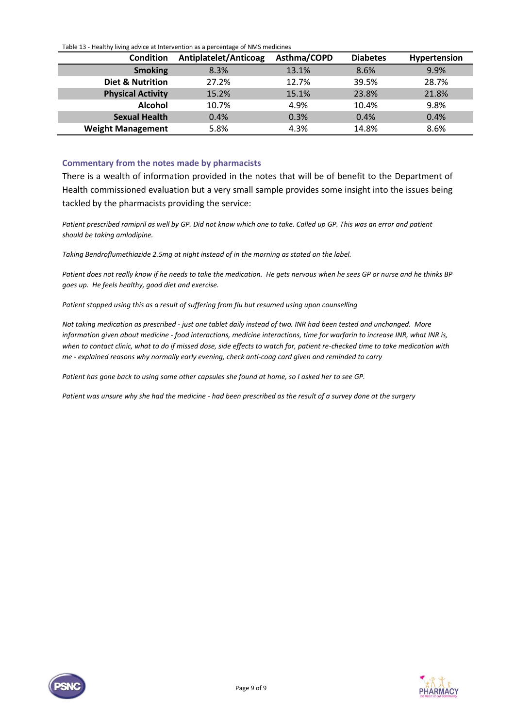Table 13 - Healthy living advice at Intervention as a percentage of NMS medicines

| Condition | Antiplatelet/Anticoag | Asthma/COPD | Diabetes | Hypertension |
|---|---|---|---|---|
| **Smoking** | 8.3% | 13.1% | 8.6% | 9.9% |
| **Diet & Nutrition** | 27.2% | 12.7% | 39.5% | 28.7% |
| **Physical Activity** | 15.2% | 15.1% | 23.8% | 21.8% |
| **Alcohol** | 10.7% | 4.9% | 10.4% | 9.8% |
| **Sexual Health** | 0.4% | 0.3% | 0.4% | 0.4% |
| **Weight Management** | 5.8% | 4.3% | 14.8% | 8.6% |

### Commentary from the notes made by pharmacists

There is a wealth of information provided in the notes that will be of benefit to the Department of Health commissioned evaluation but a very small sample provides some insight into the issues being tackled by the pharmacists providing the service:

*Patient prescribed ramipril as well by GP. Did not know which one to take. Called up GP. This was an error and patient should be taking amlodipine.*

*Taking Bendroflumethiazide 2.5mg at night instead of in the morning as stated on the label.*

*Patient does not really know if he needs to take the medication. He gets nervous when he sees GP or nurse and he thinks BP goes up. He feels healthy, good diet and exercise.*

*Patient stopped using this as a result of suffering from flu but resumed using upon counselling*

*Not taking medication as prescribed - just one tablet daily instead of two. INR had been tested and unchanged. More information given about medicine - food interactions, medicine interactions, time for warfarin to increase INR, what INR is, when to contact clinic, what to do if missed dose, side effects to watch for, patient re-checked time to take medication with me - explained reasons why normally early evening, check anti-coag card given and reminded to carry*

*Patient has gone back to using some other capsules she found at home, so I asked her to see GP.*

*Patient was unsure why she had the medicine - had been prescribed as the result of a survey done at the surgery*